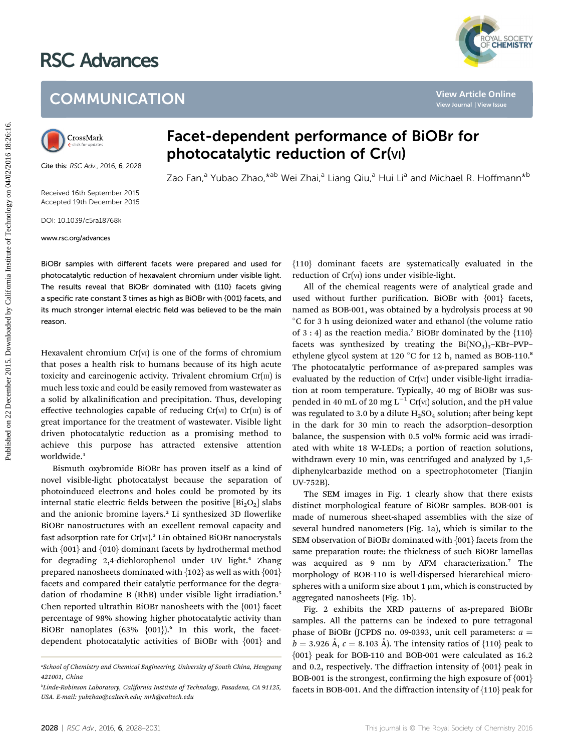# Facet-dependent performance of BiOBr for photocatalytic reduction of Cr(VI)

Zao Fan,[a] Yubao Zhao,*[ab] Wei Zhai,[a] Liang Qiu,[a] Hui Li[a] and Michael R. Hoffmann*[b]

Cite this: RSC Adv., 2016, 6, 2028

Received 16th September 2015
Accepted 19th December 2015

DOI: 10.1039/c5ra18768k

www.rsc.org/advances

BiOBr samples with different facets were prepared and used for photocatalytic reduction of hexavalent chromium under visible light. The results reveal that BiOBr dominated with {110} facets giving a specific rate constant 3 times as high as BiOBr with {001} facets, and its much stronger internal electric field was believed to be the main reason.

Hexavalent chromium Cr(VI) is one of the forms of chromium that poses a health risk to humans because of its high acute toxicity and carcinogenic activity. Trivalent chromium Cr(III) is much less toxic and could be easily removed from wastewater as a solid by alkalinification and precipitation. Thus, developing effective technologies capable of reducing Cr(VI) to Cr(III) is of great importance for the treatment of wastewater. Visible light driven photocatalytic reduction as a promising method to achieve this purpose has attracted extensive attention worldwide.[1]

Bismuth oxybromide BiOBr has proven itself as a kind of novel visible-light photocatalyst because the separation of photoinduced electrons and holes could be promoted by its internal static electric fields between the positive $[Bi_2O_2]$ slabs and the anionic bromine layers.[2] Li synthesized 3D flowerlike BiOBr nanostructures with an excellent removal capacity and fast adsorption rate for Cr(VI).[3] Lin obtained BiOBr nanocrystals with {001} and {010} dominant facets by hydrothermal method for degrading 2,4-dichlorophenol under UV light.[4] Zhang prepared nanosheets dominated with {102} as well as with {001} facets and compared their catalytic performance for the degradation of rhodamine B (RhB) under visible light irradiation.[5] Chen reported ultrathin BiOBr nanosheets with the {001} facet percentage of 98% showing higher photocatalytic activity than BiOBr nanoplates (63% {001}).[6] In this work, the facet-dependent photocatalytic activities of BiOBr with {001} and {110} dominant facets are systematically evaluated in the reduction of Cr(VI) ions under visible-light.

All of the chemical reagents were of analytical grade and used without further purification. BiOBr with {001} facets, named as BOB-001, was obtained by a hydrolysis process at 90 °C for 3 h using deionized water and ethanol (the volume ratio of 3 : 4) as the reaction media.[7] BiOBr dominated by the {110} facets was synthesized by treating the $Bi(NO_3)_3$–KBr–PVP–ethylene glycol system at 120 °C for 12 h, named as BOB-110.[8] The photocatalytic performance of as-prepared samples was evaluated by the reduction of Cr(VI) under visible-light irradiation at room temperature. Typically, 40 mg of BiOBr was suspended in 40 mL of 20 mg $L^{-1}$ Cr(VI) solution, and the pH value was regulated to 3.0 by a dilute $H_2SO_4$ solution; after being kept in the dark for 30 min to reach the adsorption–desorption balance, the suspension with 0.5 vol% formic acid was irradiated with white 18 W-LEDs; a portion of reaction solutions, withdrawn every 10 min, was centrifuged and analyzed by 1,5-diphenylcarbazide method on a spectrophotometer (Tianjin UV-752B).

The SEM images in Fig. 1 clearly show that there exists distinct morphological feature of BiOBr samples. BOB-001 is made of numerous sheet-shaped assemblies with the size of several hundred nanometers (Fig. 1a), which is similar to the SEM observation of BiOBr dominated with {001} facets from the same preparation route: the thickness of such BiOBr lamellas was acquired as 9 nm by AFM characterization.[7] The morphology of BOB-110 is well-dispersed hierarchical microspheres with a uniform size about 1 μm, which is constructed by aggregated nanosheets (Fig. 1b).

Fig. 2 exhibits the XRD patterns of as-prepared BiOBr samples. All the patterns can be indexed to pure tetragonal phase of BiOBr (JCPDS no. 09-0393, unit cell parameters: $a = b = 3.926$ Å, $c = 8.103$ Å). The intensity ratios of {110} peak to {001} peak for BOB-110 and BOB-001 were calculated as 16.2 and 0.2, respectively. The diffraction intensity of {001} peak in BOB-001 is the strongest, confirming the high exposure of {001} facets in BOB-001. And the diffraction intensity of {110} peak for

[a] School of Chemistry and Chemical Engineering, University of South China, Hengyang 421001, China

[b] Linde-Robinson Laboratory, California Institute of Technology, Pasadena, CA 91125, USA. E-mail: yubzhao@caltech.edu; mrh@caltech.edu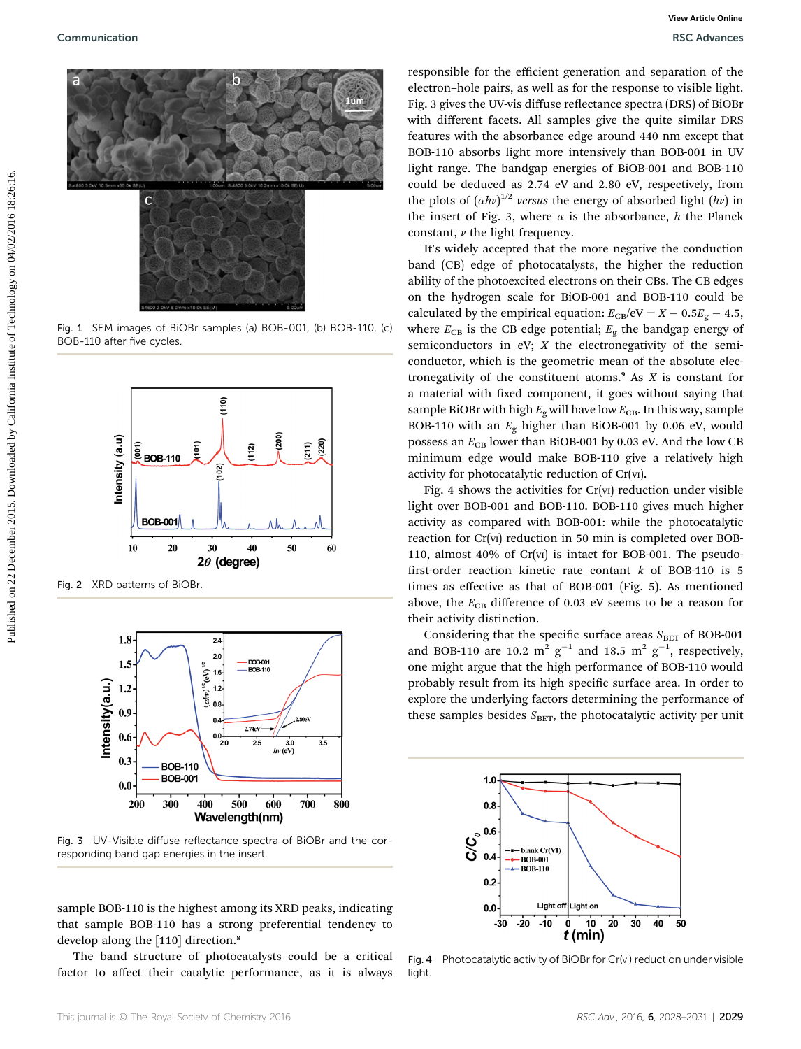Fig. 1 SEM images of BiOBr samples (a) BOB-001, (b) BOB-110, (c) BOB-110 after five cycles.

Fig. 2 XRD patterns of BiOBr.

Fig. 3 UV-Visible diffuse reflectance spectra of BiOBr and the corresponding band gap energies in the insert.

sample BOB-110 is the highest among its XRD peaks, indicating that sample BOB-110 has a strong preferential tendency to develop along the [110] direction.[8]

The band structure of photocatalysts could be a critical factor to affect their catalytic performance, as it is always responsible for the efficient generation and separation of the electron–hole pairs, as well as for the response to visible light. Fig. 3 gives the UV-vis diffuse reflectance spectra (DRS) of BiOBr with different facets. All samples give the quite similar DRS features with the absorbance edge around 440 nm except that BOB-110 absorbs light more intensively than BOB-001 in UV light range. The bandgap energies of BiOB-001 and BOB-110 could be deduced as 2.74 eV and 2.80 eV, respectively, from the plots of $(\alpha h\nu)^{1/2}$ *versus* the energy of absorbed light ($h\nu$) in the insert of Fig. 3, where $\alpha$ is the absorbance, $h$ the Planck constant, $\nu$ the light frequency.

It's widely accepted that the more negative the conduction band (CB) edge of photocatalysts, the higher the reduction ability of the photoexcited electrons on their CBs. The CB edges on the hydrogen scale for BiOB-001 and BOB-110 could be calculated by the empirical equation: $E_{CB}/\text{eV} = X - 0.5E_g - 4.5$, where $E_{CB}$ is the CB edge potential; $E_g$ the bandgap energy of semiconductors in eV; $X$ the electronegativity of the semiconductor, which is the geometric mean of the absolute electronegativity of the constituent atoms.[9] As $X$ is constant for a material with fixed component, it goes without saying that sample BiOBr with high $E_g$ will have low $E_{CB}$. In this way, sample BOB-110 with an $E_g$ higher than BiOB-001 by 0.06 eV, would possess an $E_{CB}$ lower than BiOB-001 by 0.03 eV. And the low CB minimum edge would make BOB-110 give a relatively high activity for photocatalytic reduction of Cr(VI).

Fig. 4 shows the activities for Cr(VI) reduction under visible light over BOB-001 and BOB-110. BOB-110 gives much higher activity as compared with BOB-001: while the photocatalytic reaction for Cr(VI) reduction in 50 min is completed over BOB-110, almost 40% of Cr(VI) is intact for BOB-001. The pseudo-first-order reaction kinetic rate contant $k$ of BOB-110 is 5 times as effective as that of BOB-001 (Fig. 5). As mentioned above, the $E_{CB}$ difference of 0.03 eV seems to be a reason for their activity distinction.

Considering that the specific surface areas $S_{BET}$ of BOB-001 and BOB-110 are 10.2 $m^2\,g^{-1}$ and 18.5 $m^2\,g^{-1}$, respectively, one might argue that the high performance of BOB-110 would probably result from its high specific surface area. In order to explore the underlying factors determining the performance of these samples besides $S_{BET}$, the photocatalytic activity per unit

Fig. 4 Photocatalytic activity of BiOBr for Cr(VI) reduction under visible light.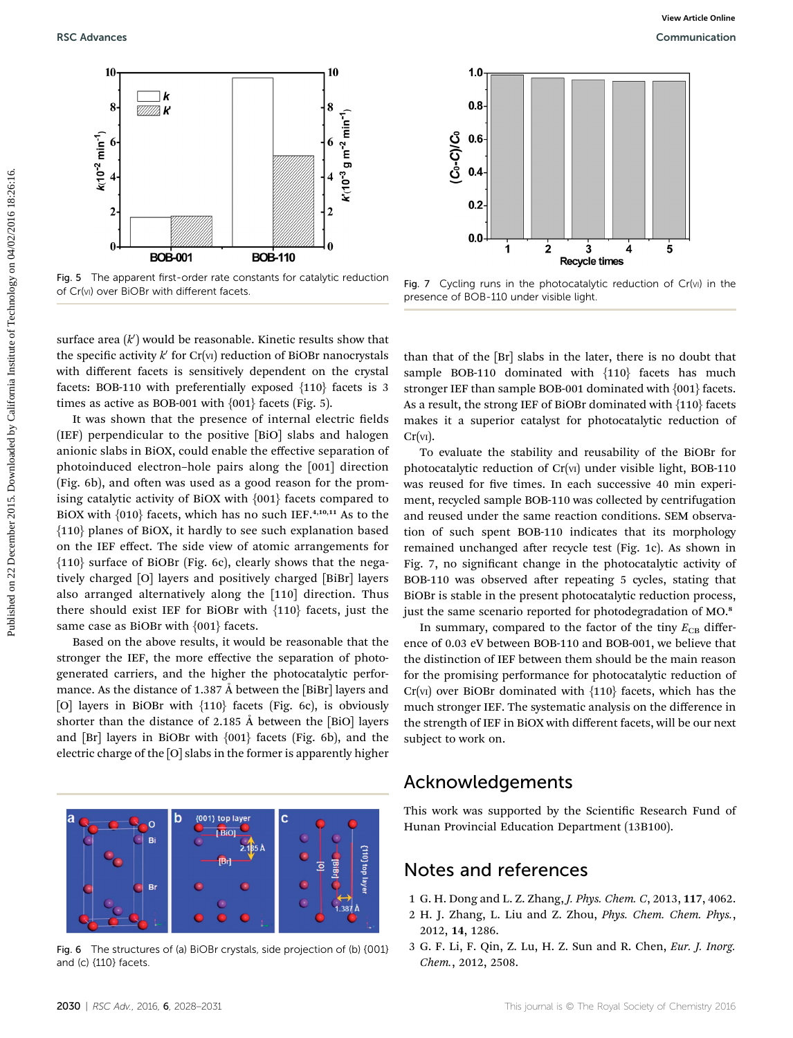10
8
6
4
2
0
k(10$^{-2}$ min$^{-1}$)
k
k′
BOB-001
BOB-110
10
8
6
4
2
0
k′(10$^{-3}$ g m$^{-2}$ min$^{-1}$)

Fig. 5 The apparent first-order rate constants for catalytic reduction of Cr(VI) over BiOBr with different facets.

1.0
0.8
0.6
0.4
0.2
0.0
(C$_0$-C)/C$_0$
1
2
3
4
5
Recycle times

Fig. 7 Cycling runs in the photocatalytic reduction of Cr(VI) in the presence of BOB-110 under visible light.

surface area ($k'$) would be reasonable. Kinetic results show that the specific activity $k'$ for Cr(VI) reduction of BiOBr nanocrystals with different facets is sensitively dependent on the crystal facets: BOB-110 with preferentially exposed {110} facets is 3 times as active as BOB-001 with {001} facets (Fig. 5).

It was shown that the presence of internal electric fields (IEF) perpendicular to the positive [BiO] slabs and halogen anionic slabs in BiOX, could enable the effective separation of photoinduced electron–hole pairs along the [001] direction (Fig. 6b), and often was used as a good reason for the promising catalytic activity of BiOX with {001} facets compared to BiOX with {010} facets, which has no such IEF.[4,10,11] As to the {110} planes of BiOX, it hardly to see such explanation based on the IEF effect. The side view of atomic arrangements for {110} surface of BiOBr (Fig. 6c), clearly shows that the negatively charged [O] layers and positively charged [BiBr] layers also arranged alternatively along the [110] direction. Thus there should exist IEF for BiOBr with {110} facets, just the same case as BiOBr with {001} facets.

Based on the above results, it would be reasonable that the stronger the IEF, the more effective the separation of photogenerated carriers, and the higher the photocatalytic performance. As the distance of 1.387 Å between the [BiBr] layers and [O] layers in BiOBr with {110} facets (Fig. 6c), is obviously shorter than the distance of 2.185 Å between the [BiO] layers and [Br] layers in BiOBr with {001} facets (Fig. 6b), and the electric charge of the [O] slabs in the former is apparently higher than that of the [Br] slabs in the later, there is no doubt that sample BOB-110 dominated with {110} facets has much stronger IEF than sample BOB-001 dominated with {001} facets. As a result, the strong IEF of BiOBr dominated with {110} facets makes it a superior catalyst for photocatalytic reduction of Cr(VI).

a
O
Bi
Br
b
{001} top layer
[BiO]
2.185 Å
[Br]
c
[O]
[BiBr]
{110} top layer
1.387 Å

Fig. 6 The structures of (a) BiOBr crystals, side projection of (b) {001} and (c) {110} facets.

To evaluate the stability and reusability of the BiOBr for photocatalytic reduction of Cr(VI) under visible light, BOB-110 was reused for five times. In each successive 40 min experiment, recycled sample BOB-110 was collected by centrifugation and reused under the same reaction conditions. SEM observation of such spent BOB-110 indicates that its morphology remained unchanged after recycle test (Fig. 1c). As shown in Fig. 7, no significant change in the photocatalytic activity of BOB-110 was observed after repeating 5 cycles, stating that BiOBr is stable in the present photocatalytic reduction process, just the same scenario reported for photodegradation of MO.[8]

In summary, compared to the factor of the tiny $E_{CB}$ difference of 0.03 eV between BOB-110 and BOB-001, we believe that the distinction of IEF between them should be the main reason for the promising performance for photocatalytic reduction of Cr(VI) over BiOBr dominated with {110} facets, which has the much stronger IEF. The systematic analysis on the difference in the strength of IEF in BiOX with different facets, will be our next subject to work on.

## Acknowledgements

This work was supported by the Scientific Research Fund of Hunan Provincial Education Department (13B100).

## Notes and references

1 G. H. Dong and L. Z. Zhang, *J. Phys. Chem. C*, 2013, **117**, 4062.
2 H. J. Zhang, L. Liu and Z. Zhou, *Phys. Chem. Chem. Phys.*, 2012, **14**, 1286.
3 G. F. Li, F. Qin, Z. Lu, H. Z. Sun and R. Chen, *Eur. J. Inorg. Chem.*, 2012, 2508.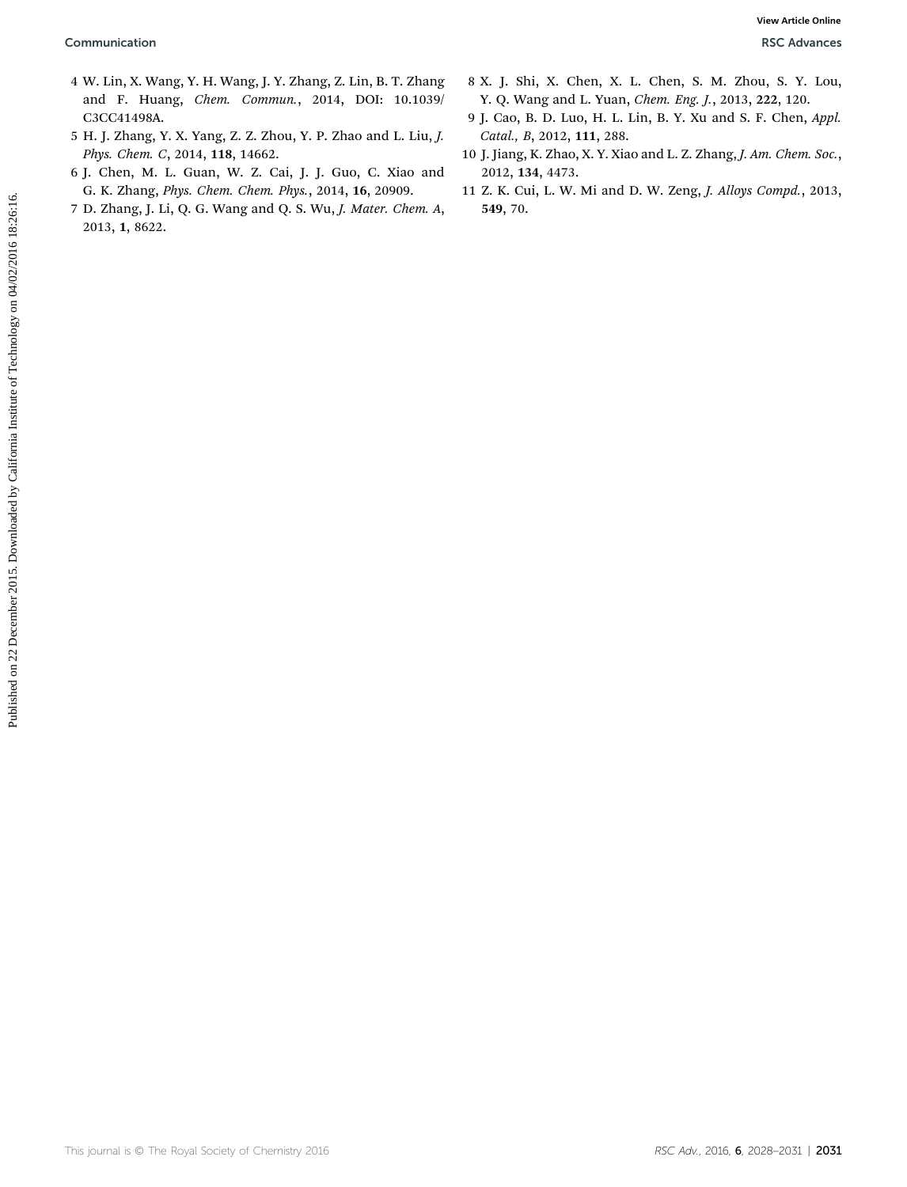4 W. Lin, X. Wang, Y. H. Wang, J. Y. Zhang, Z. Lin, B. T. Zhang and F. Huang, *Chem. Commun.*, 2014, DOI: 10.1039/C3CC41498A.

5 H. J. Zhang, Y. X. Yang, Z. Z. Zhou, Y. P. Zhao and L. Liu, *J. Phys. Chem. C*, 2014, **118**, 14662.

6 J. Chen, M. L. Guan, W. Z. Cai, J. J. Guo, C. Xiao and G. K. Zhang, *Phys. Chem. Chem. Phys.*, 2014, **16**, 20909.

7 D. Zhang, J. Li, Q. G. Wang and Q. S. Wu, *J. Mater. Chem. A*, 2013, **1**, 8622.

8 X. J. Shi, X. Chen, X. L. Chen, S. M. Zhou, S. Y. Lou, Y. Q. Wang and L. Yuan, *Chem. Eng. J.*, 2013, **222**, 120.

9 J. Cao, B. D. Luo, H. L. Lin, B. Y. Xu and S. F. Chen, *Appl. Catal., B*, 2012, **111**, 288.

10 J. Jiang, K. Zhao, X. Y. Xiao and L. Z. Zhang, *J. Am. Chem. Soc.*, 2012, **134**, 4473.

11 Z. K. Cui, L. W. Mi and D. W. Zeng, *J. Alloys Compd.*, 2013, **549**, 70.